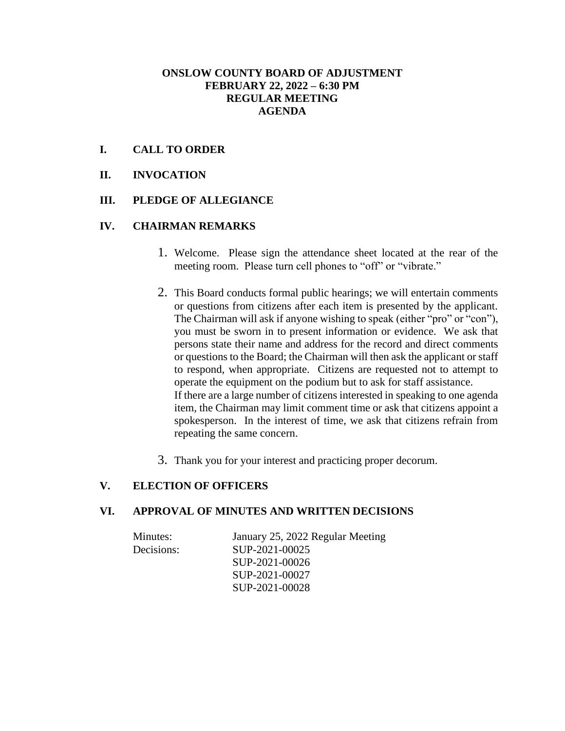# ONSLOW COUNTY BOARD OF ADJUSTMENT
## FEBRUARY 22, 2022 – 6:30 PM
## REGULAR MEETING
## AGENDA

## I. CALL TO ORDER

## II. INVOCATION

## III. PLEDGE OF ALLEGIANCE

## IV. CHAIRMAN REMARKS

1. Welcome. Please sign the attendance sheet located at the rear of the meeting room. Please turn cell phones to "off" or "vibrate."

2. This Board conducts formal public hearings; we will entertain comments or questions from citizens after each item is presented by the applicant. The Chairman will ask if anyone wishing to speak (either "pro" or "con"), you must be sworn in to present information or evidence. We ask that persons state their name and address for the record and direct comments or questions to the Board; the Chairman will then ask the applicant or staff to respond, when appropriate. Citizens are requested not to attempt to operate the equipment on the podium but to ask for staff assistance.
   If there are a large number of citizens interested in speaking to one agenda item, the Chairman may limit comment time or ask that citizens appoint a spokesperson. In the interest of time, we ask that citizens refrain from repeating the same concern.

3. Thank you for your interest and practicing proper decorum.

## V. ELECTION OF OFFICERS

## VI. APPROVAL OF MINUTES AND WRITTEN DECISIONS

Minutes: January 25, 2022 Regular Meeting

Decisions:
- SUP-2021-00025
- SUP-2021-00026
- SUP-2021-00027
- SUP-2021-00028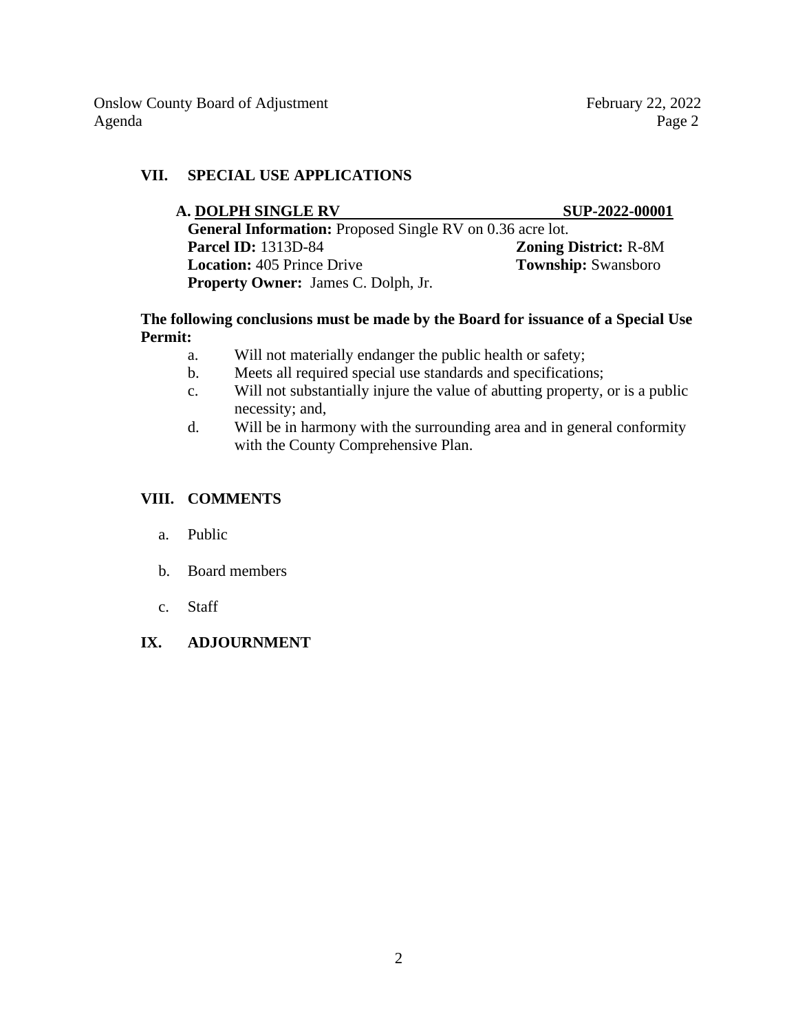## VII. SPECIAL USE APPLICATIONS

### A. DOLPH SINGLE RV — SUP-2022-00001

**General Information:** Proposed Single RV on 0.36 acre lot.
**Parcel ID:** 1313D-84 **Zoning District:** R-8M
**Location:** 405 Prince Drive **Township:** Swansboro
**Property Owner:** James C. Dolph, Jr.

**The following conclusions must be made by the Board for issuance of a Special Use Permit:**

a. Will not materially endanger the public health or safety;
b. Meets all required special use standards and specifications;
c. Will not substantially injure the value of abutting property, or is a public necessity; and,
d. Will be in harmony with the surrounding area and in general conformity with the County Comprehensive Plan.

## VIII. COMMENTS

a. Public

b. Board members

c. Staff

## IX. ADJOURNMENT